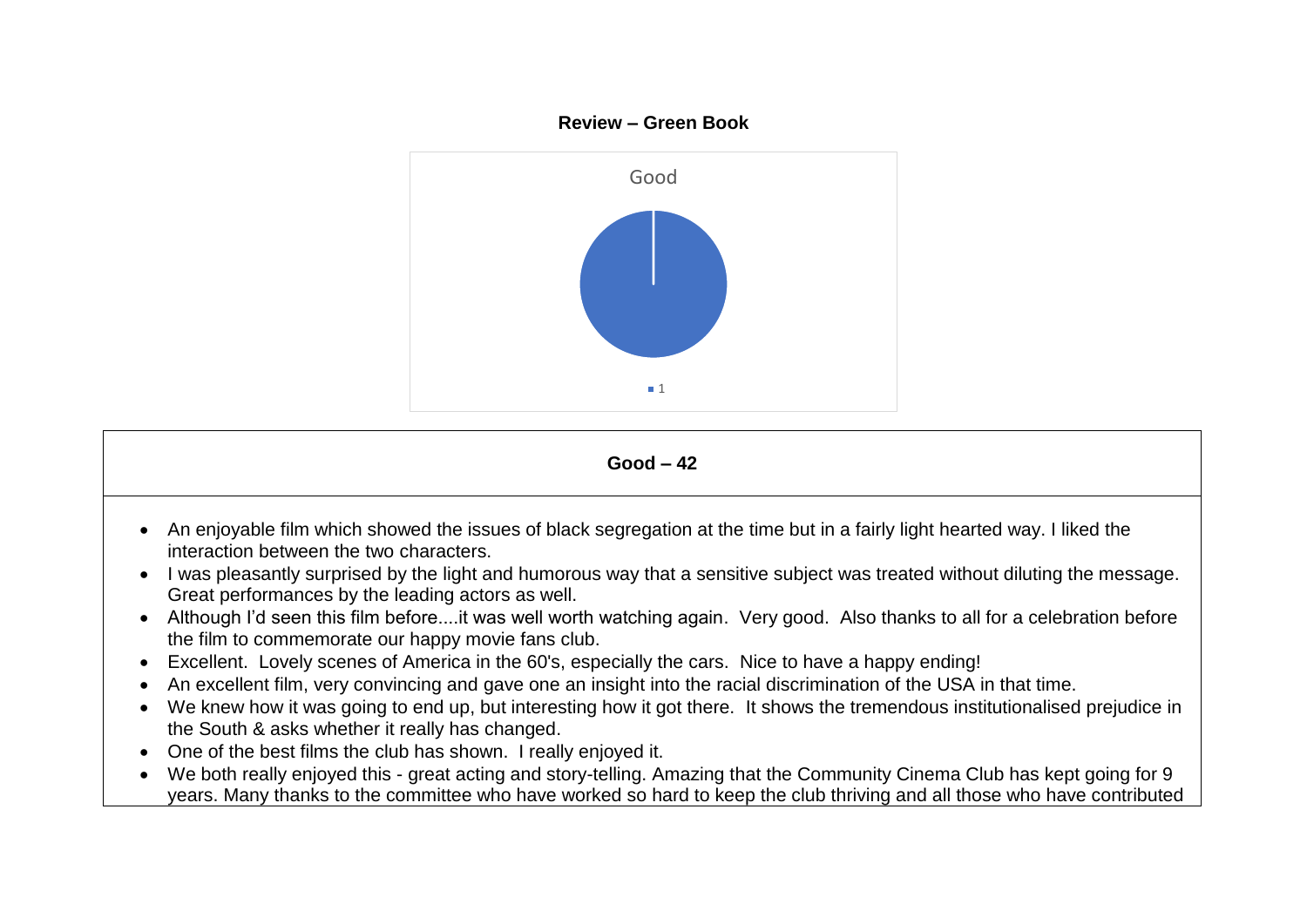## Review – Green Book

Good

1

## Good – 42

- An enjoyable film which showed the issues of black segregation at the time but in a fairly light hearted way. I liked the interaction between the two characters.
- I was pleasantly surprised by the light and humorous way that a sensitive subject was treated without diluting the message. Great performances by the leading actors as well.
- Although I'd seen this film before....it was well worth watching again. Very good. Also thanks to all for a celebration before the film to commemorate our happy movie fans club.
- Excellent. Lovely scenes of America in the 60's, especially the cars. Nice to have a happy ending!
- An excellent film, very convincing and gave one an insight into the racial discrimination of the USA in that time.
- We knew how it was going to end up, but interesting how it got there. It shows the tremendous institutionalised prejudice in the South & asks whether it really has changed.
- One of the best films the club has shown. I really enjoyed it.
- We both really enjoyed this - great acting and story-telling. Amazing that the Community Cinema Club has kept going for 9 years. Many thanks to the committee who have worked so hard to keep the club thriving and all those who have contributed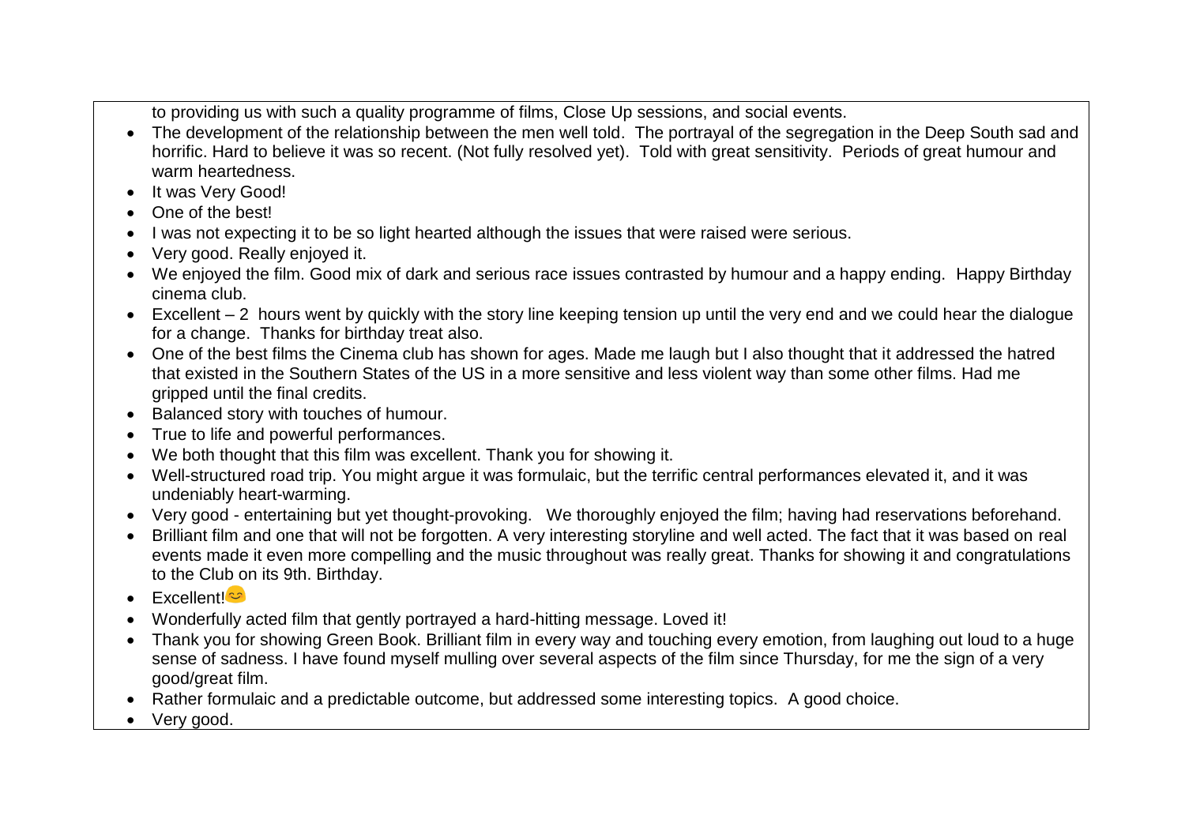to providing us with such a quality programme of films, Close Up sessions, and social events.

- The development of the relationship between the men well told. The portrayal of the segregation in the Deep South sad and horrific. Hard to believe it was so recent. (Not fully resolved yet). Told with great sensitivity. Periods of great humour and warm heartedness.
- It was Very Good!
- One of the best!
- I was not expecting it to be so light hearted although the issues that were raised were serious.
- Very good. Really enjoyed it.
- We enjoyed the film. Good mix of dark and serious race issues contrasted by humour and a happy ending. Happy Birthday cinema club.
- Excellent – 2 hours went by quickly with the story line keeping tension up until the very end and we could hear the dialogue for a change. Thanks for birthday treat also.
- One of the best films the Cinema club has shown for ages. Made me laugh but I also thought that it addressed the hatred that existed in the Southern States of the US in a more sensitive and less violent way than some other films. Had me gripped until the final credits.
- Balanced story with touches of humour.
- True to life and powerful performances.
- We both thought that this film was excellent. Thank you for showing it.
- Well-structured road trip. You might argue it was formulaic, but the terrific central performances elevated it, and it was undeniably heart-warming.
- Very good - entertaining but yet thought-provoking. We thoroughly enjoyed the film; having had reservations beforehand.
- Brilliant film and one that will not be forgotten. A very interesting storyline and well acted. The fact that it was based on real events made it even more compelling and the music throughout was really great. Thanks for showing it and congratulations to the Club on its 9th. Birthday.
- Excellent! 😊
- Wonderfully acted film that gently portrayed a hard-hitting message. Loved it!
- Thank you for showing Green Book. Brilliant film in every way and touching every emotion, from laughing out loud to a huge sense of sadness. I have found myself mulling over several aspects of the film since Thursday, for me the sign of a very good/great film.
- Rather formulaic and a predictable outcome, but addressed some interesting topics. A good choice.
- Very good.